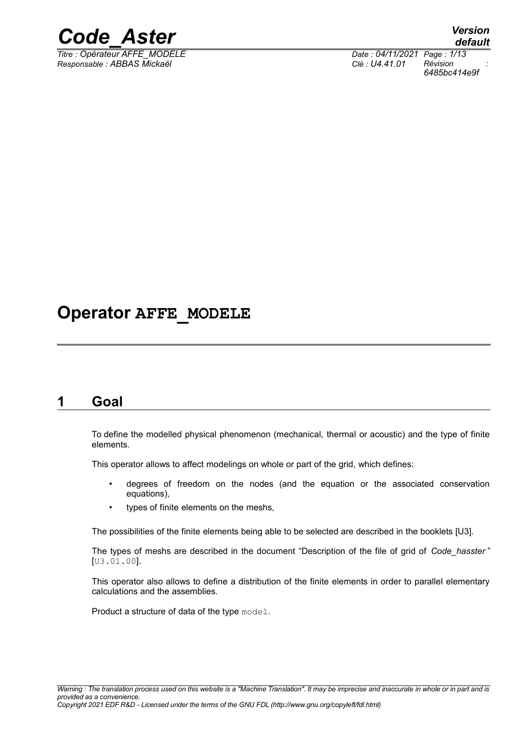# Operator AFFE_MODELE

## 1 Goal

To define the modelled physical phenomenon (mechanical, thermal or acoustic) and the type of finite elements.

This operator allows to affect modelings on whole or part of the grid, which defines:

- degrees of freedom on the nodes (and the equation or the associated conservation equations),
- types of finite elements on the meshs,

The possibilities of the finite elements being able to be selected are described in the booklets [U3].

The types of meshs are described in the document "Description of the file of grid of *Code_hasster* " [U3.01.00].

This operator also allows to define a distribution of the finite elements in order to parallel elementary calculations and the assemblies.

Product a structure of data of the type model.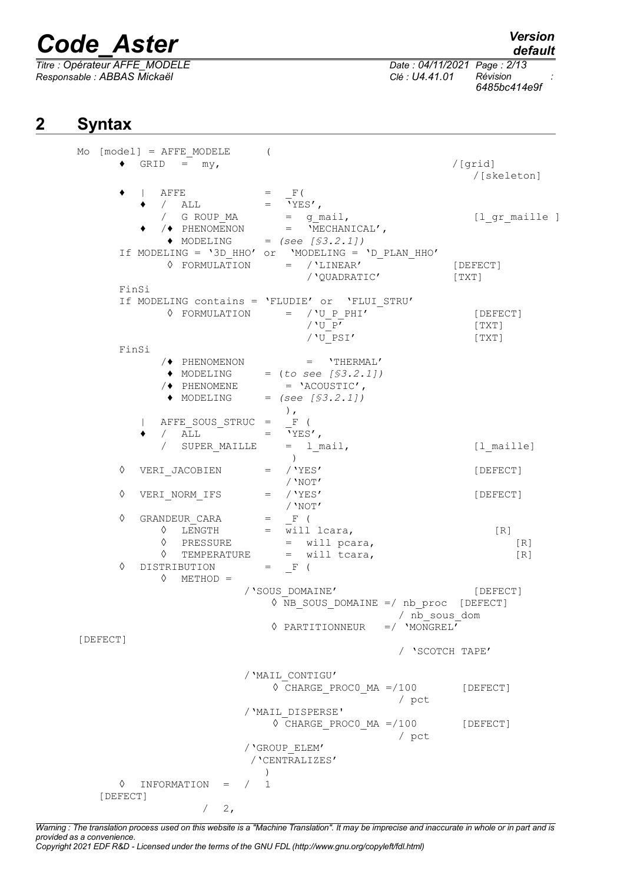## 2 Syntax

```
Mo [model] = AFFE_MODELE      (
     ♦  GRID   =  my,                                        /[grid]
                                                               /[skeleton]
     ♦  |  AFFE            =  _F(
        ♦  /  ALL          =  'YES',
           /  G ROUP_MA       =  g_mail,                     [l_gr_maille ]
        ♦  /♦ PHENOMENON      =  'MECHANICAL',
             ♦ MODELING     = (see [§3.2.1])
     If MODELING = '3D_HHO' or  'MODELING = 'D_PLAN_HHO'
             ◊ FORMULATION      =  /'LINEAR'                 [DEFECT]
                                   /'QUADRATIC'              [TXT]
     FinSi
     If MODELING contains = 'FLUDIE' or  'FLUI_STRU'
             ◊ FORMULATION      =  /'U_P_PHI'                [DEFECT]
                                   /'U_P'                    [TXT]
                                   /'U_PSI'                  [TXT]
     FinSi
           /♦ PHENOMENON          =  'THERMAL'
            ♦ MODELING     = (to see [§3.2.1])
           /♦ PHENOMENE        = 'ACOUSTIC',
            ♦ MODELING     = (see [§3.2.1])
                                 ),
        |  AFFE_SOUS_STRUC =  _F (
        ♦  /  ALL          =  'YES',
           /  SUPER_MAILLE    =  l_mail,                     [l_maille]
                                 )
     ◊  VERI_JACOBIEN      =  /'YES'                         [DEFECT]
                              /'NOT'
     ◊  VERI_NORM_IFS      =  /'YES'                         [DEFECT]
                              /'NOT'
     ◊  GRANDEUR_CARA      =  _F (
          ◊  LENGTH        =  will lcara,                     [R]
          ◊  PRESSURE         =  will pcara,                  [R]
          ◊  TEMPERATURE      =  will tcara,                  [R]
     ◊  DISTRIBUTION       =  _F (
          ◊  METHOD =
                         /'SOUS_DOMAINE'                     [DEFECT]
                             ◊ NB_SOUS_DOMAINE =/ nb_proc  [DEFECT]
                                               / nb_sous_dom
                             ◊ PARTITIONNEUR   =/ 'MONGREL'
[DEFECT]
                                               / 'SCOTCH TAPE'

                         /'MAIL_CONTIGU'
                             ◊ CHARGE_PROC0_MA =/100       [DEFECT]
                                               / pct
                         /'MAIL_DISPERSE'
                             ◊ CHARGE_PROC0_MA =/100       [DEFECT]
                                               / pct
                         /'GROUP_ELEM'
                          /'CENTRALIZES'
                            )
     ◊  INFORMATION   =  /  1
   [DEFECT]
                        /  2,
```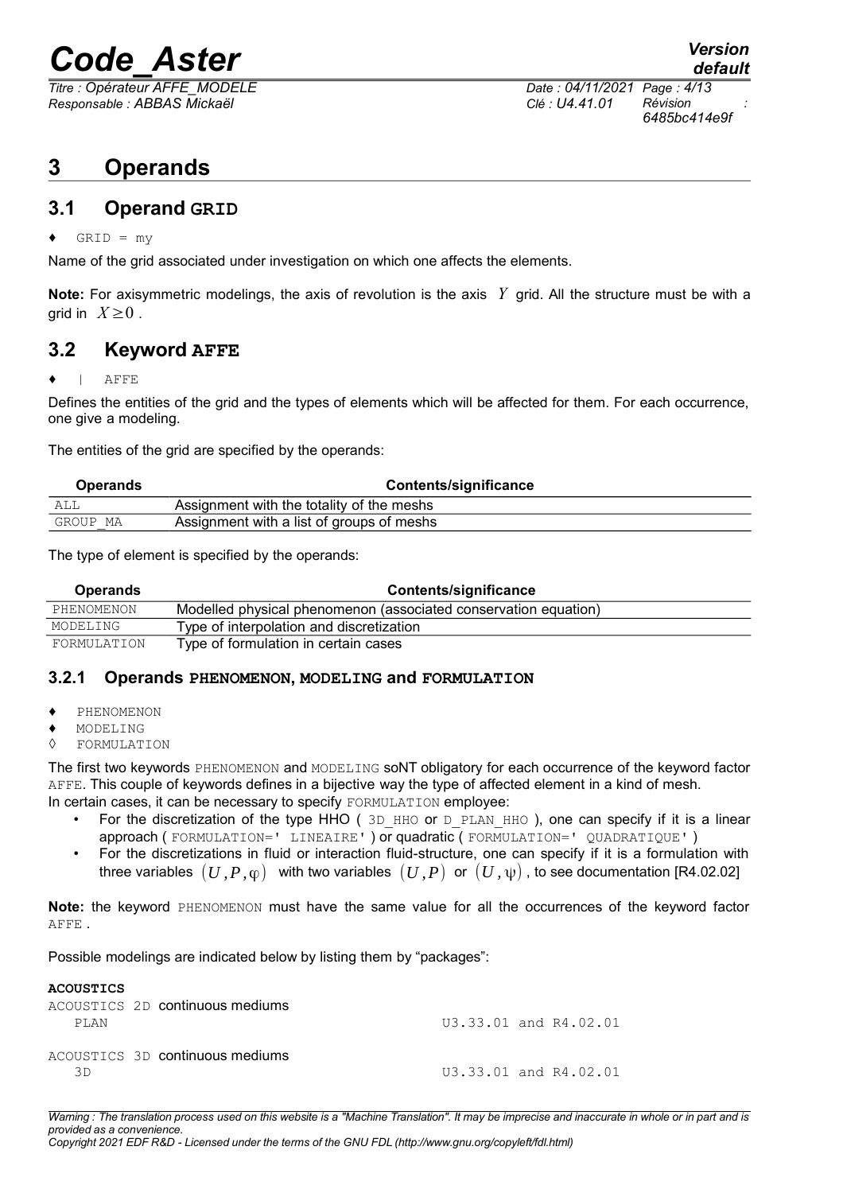# 3 Operands

## 3.1 Operand GRID

♦ GRID = my

Name of the grid associated under investigation on which one affects the elements.

**Note:** For axisymmetric modelings, the axis of revolution is the axis $Y$ grid. All the structure must be with a grid in $X \geq 0$.

## 3.2 Keyword AFFE

♦ | AFFE

Defines the entities of the grid and the types of elements which will be affected for them. For each occurrence, one give a modeling.

The entities of the grid are specified by the operands:

| Operands | Contents/significance |
|---|---|
| ALL | Assignment with the totality of the meshs |
| GROUP_MA | Assignment with a list of groups of meshs |

The type of element is specified by the operands:

| Operands | Contents/significance |
|---|---|
| PHENOMENON | Modelled physical phenomenon (associated conservation equation) |
| MODELING | Type of interpolation and discretization |
| FORMULATION | Type of formulation in certain cases |

### 3.2.1 Operands PHENOMENON, MODELING and FORMULATION

♦ PHENOMENON
♦ MODELING
◊ FORMULATION

The first two keywords PHENOMENON and MODELING soNT obligatory for each occurrence of the keyword factor AFFE. This couple of keywords defines in a bijective way the type of affected element in a kind of mesh.
In certain cases, it can be necessary to specify FORMULATION employee:

- For the discretization of the type HHO ( 3D_HHO or D_PLAN_HHO ), one can specify if it is a linear approach ( FORMULATION=' LINEAIRE' ) or quadratic ( FORMULATION=' QUADRATIQUE' )
- For the discretizations in fluid or interaction fluid-structure, one can specify if it is a formulation with three variables $(U, P, \varphi)$ with two variables $(U, P)$ or $(U, \psi)$, to see documentation [R4.02.02]

**Note:** the keyword PHENOMENON must have the same value for all the occurrences of the keyword factor AFFE.

Possible modelings are indicated below by listing them by "packages":

**ACOUSTICS**

ACOUSTICS 2D continuous mediums

| | |
|---|---|
| PLAN | U3.33.01 and R4.02.01 |

ACOUSTICS 3D continuous mediums

| | |
|---|---|
| 3D | U3.33.01 and R4.02.01 |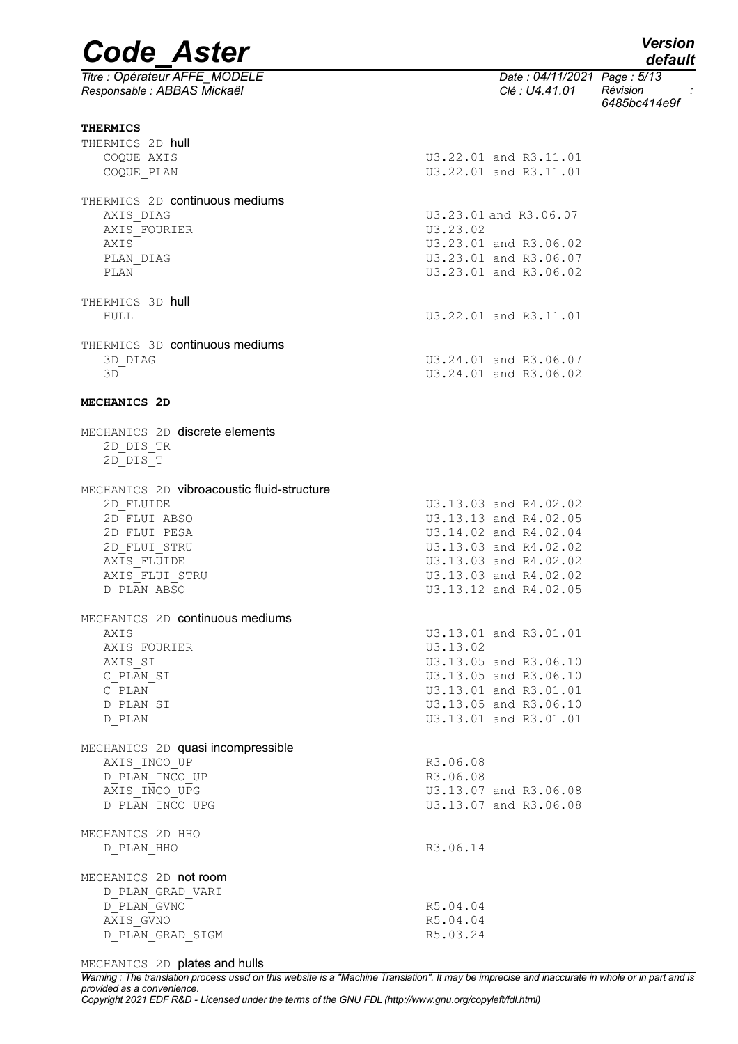**THERMICS**

THERMICS 2D hull

| | |
|---|---|
| COQUE_AXIS | U3.22.01 and R3.11.01 |
| COQUE_PLAN | U3.22.01 and R3.11.01 |

THERMICS 2D continuous mediums

| | |
|---|---|
| AXIS_DIAG | U3.23.01 and R3.06.07 |
| AXIS_FOURIER | U3.23.02 |
| AXIS | U3.23.01 and R3.06.02 |
| PLAN_DIAG | U3.23.01 and R3.06.07 |
| PLAN | U3.23.01 and R3.06.02 |

THERMICS 3D hull

| | |
|---|---|
| HULL | U3.22.01 and R3.11.01 |

THERMICS 3D continuous mediums

| | |
|---|---|
| 3D_DIAG | U3.24.01 and R3.06.07 |
| 3D | U3.24.01 and R3.06.02 |

**MECHANICS 2D**

MECHANICS 2D discrete elements

- 2D_DIS_TR
- 2D_DIS_T

MECHANICS 2D vibroacoustic fluid-structure

| | |
|---|---|
| 2D_FLUIDE | U3.13.03 and R4.02.02 |
| 2D_FLUI_ABSO | U3.13.13 and R4.02.05 |
| 2D_FLUI_PESA | U3.14.02 and R4.02.04 |
| 2D_FLUI_STRU | U3.13.03 and R4.02.02 |
| AXIS_FLUIDE | U3.13.03 and R4.02.02 |
| AXIS_FLUI_STRU | U3.13.03 and R4.02.02 |
| D_PLAN_ABSO | U3.13.12 and R4.02.05 |

MECHANICS 2D continuous mediums

| | |
|---|---|
| AXIS | U3.13.01 and R3.01.01 |
| AXIS_FOURIER | U3.13.02 |
| AXIS_SI | U3.13.05 and R3.06.10 |
| C_PLAN_SI | U3.13.05 and R3.06.10 |
| C_PLAN | U3.13.01 and R3.01.01 |
| D_PLAN_SI | U3.13.05 and R3.06.10 |
| D_PLAN | U3.13.01 and R3.01.01 |

MECHANICS 2D quasi incompressible

| | |
|---|---|
| AXIS_INCO_UP | R3.06.08 |
| D_PLAN_INCO_UP | R3.06.08 |
| AXIS_INCO_UPG | U3.13.07 and R3.06.08 |
| D_PLAN_INCO_UPG | U3.13.07 and R3.06.08 |

MECHANICS 2D HHO

| | |
|---|---|
| D_PLAN_HHO | R3.06.14 |

MECHANICS 2D not room

| | |
|---|---|
| D_PLAN_GRAD_VARI | |
| D_PLAN_GVNO | R5.04.04 |
| AXIS_GVNO | R5.04.04 |
| D_PLAN_GRAD_SIGM | R5.03.24 |

MECHANICS 2D plates and hulls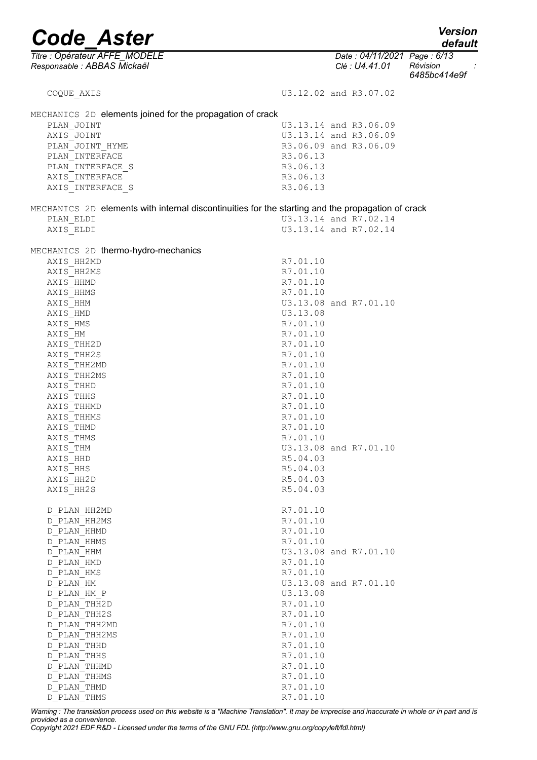COQUE_AXIS U3.12.02 and R3.07.02

MECHANICS 2D elements joined for the propagation of crack

| | |
|---|---|
| PLAN_JOINT | U3.13.14 and R3.06.09 |
| AXIS_JOINT | U3.13.14 and R3.06.09 |
| PLAN_JOINT_HYME | R3.06.09 and R3.06.09 |
| PLAN_INTERFACE | R3.06.13 |
| PLAN_INTERFACE_S | R3.06.13 |
| AXIS_INTERFACE | R3.06.13 |
| AXIS_INTERFACE_S | R3.06.13 |

MECHANICS 2D elements with internal discontinuities for the starting and the propagation of crack

| | |
|---|---|
| PLAN_ELDI | U3.13.14 and R7.02.14 |
| AXIS_ELDI | U3.13.14 and R7.02.14 |

MECHANICS 2D thermo-hydro-mechanics

| | |
|---|---|
| AXIS_HH2MD | R7.01.10 |
| AXIS_HH2MS | R7.01.10 |
| AXIS_HHMD | R7.01.10 |
| AXIS_HHMS | R7.01.10 |
| AXIS_HHM | U3.13.08 and R7.01.10 |
| AXIS_HMD | U3.13.08 |
| AXIS_HMS | R7.01.10 |
| AXIS_HM | R7.01.10 |
| AXIS_THH2D | R7.01.10 |
| AXIS_THH2S | R7.01.10 |
| AXIS_THH2MD | R7.01.10 |
| AXIS_THH2MS | R7.01.10 |
| AXIS_THHD | R7.01.10 |
| AXIS_THHS | R7.01.10 |
| AXIS_THHMD | R7.01.10 |
| AXIS_THHMS | R7.01.10 |
| AXIS_THMD | R7.01.10 |
| AXIS_THMS | R7.01.10 |
| AXIS_THM | U3.13.08 and R7.01.10 |
| AXIS_HHD | R5.04.03 |
| AXIS_HHS | R5.04.03 |
| AXIS_HH2D | R5.04.03 |
| AXIS_HH2S | R5.04.03 |

| | |
|---|---|
| D_PLAN_HH2MD | R7.01.10 |
| D_PLAN_HH2MS | R7.01.10 |
| D_PLAN_HHMD | R7.01.10 |
| D_PLAN_HHMS | R7.01.10 |
| D_PLAN_HHM | U3.13.08 and R7.01.10 |
| D_PLAN_HMD | R7.01.10 |
| D_PLAN_HMS | R7.01.10 |
| D_PLAN_HM | U3.13.08 and R7.01.10 |
| D_PLAN_HM_P | U3.13.08 |
| D_PLAN_THH2D | R7.01.10 |
| D_PLAN_THH2S | R7.01.10 |
| D_PLAN_THH2MD | R7.01.10 |
| D_PLAN_THH2MS | R7.01.10 |
| D_PLAN_THHD | R7.01.10 |
| D_PLAN_THHS | R7.01.10 |
| D_PLAN_THHMD | R7.01.10 |
| D_PLAN_THHMS | R7.01.10 |
| D_PLAN_THMD | R7.01.10 |
| D_PLAN_THMS | R7.01.10 |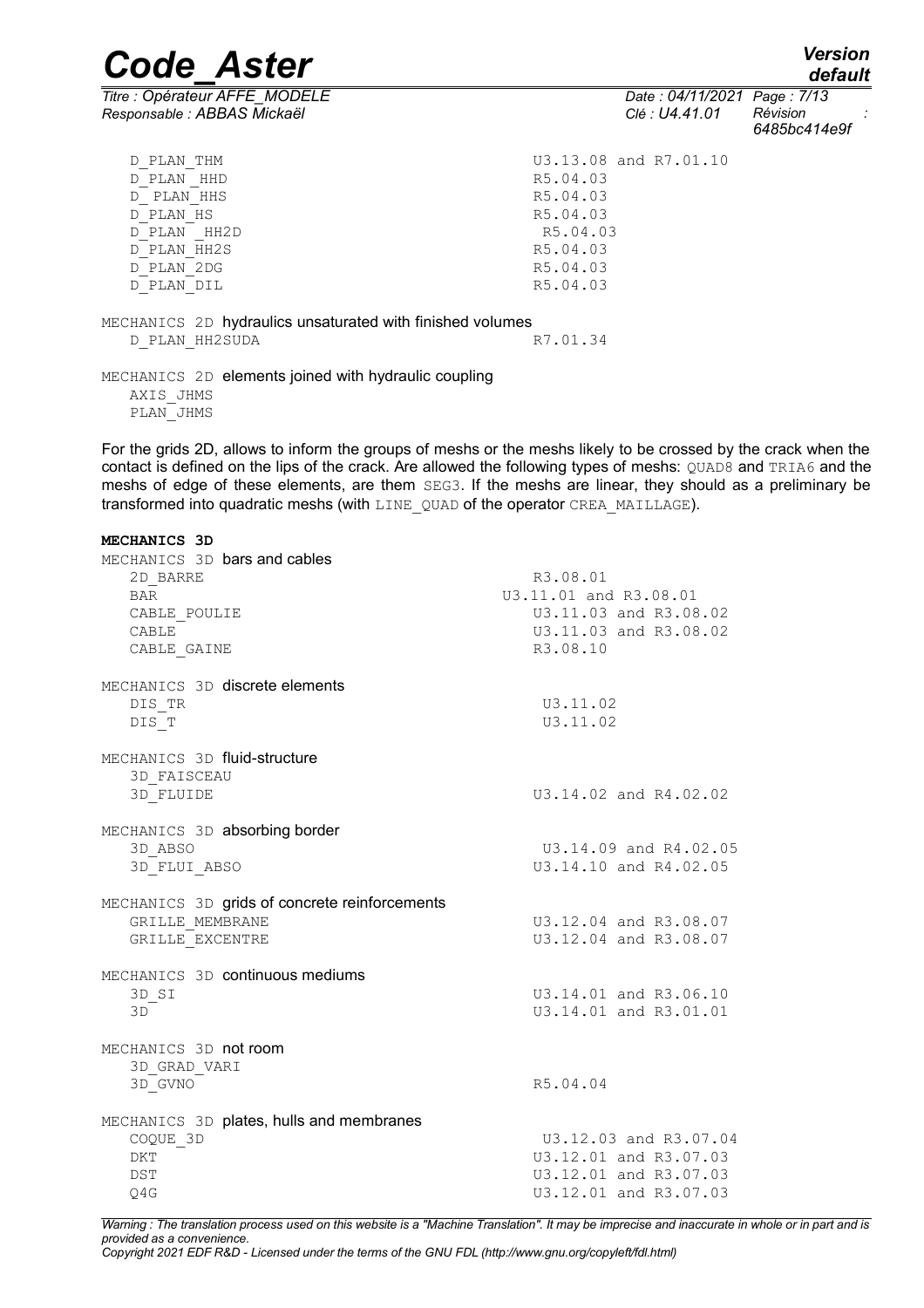| | |
|---|---|
| D_PLAN_THM | U3.13.08 and R7.01.10 |
| D_PLAN_HHD | R5.04.03 |
| D_PLAN_HHS | R5.04.03 |
| D_PLAN_HS | R5.04.03 |
| D_PLAN_HH2D | R5.04.03 |
| D_PLAN_HH2S | R5.04.03 |
| D_PLAN_2DG | R5.04.03 |
| D_PLAN_DIL | R5.04.03 |

MECHANICS 2D hydraulics unsaturated with finished volumes

| | |
|---|---|
| D_PLAN_HH2SUDA | R7.01.34 |

MECHANICS 2D elements joined with hydraulic coupling

- AXIS_JHMS
- PLAN_JHMS

For the grids 2D, allows to inform the groups of meshs or the meshs likely to be crossed by the crack when the contact is defined on the lips of the crack. Are allowed the following types of meshs: QUAD8 and TRIA6 and the meshs of edge of these elements, are them SEG3. If the meshs are linear, they should as a preliminary be transformed into quadratic meshs (with LINE_QUAD of the operator CREA_MAILLAGE).

**MECHANICS 3D**

MECHANICS 3D bars and cables

| | |
|---|---|
| 2D_BARRE | R3.08.01 |
| BAR | U3.11.01 and R3.08.01 |
| CABLE_POULIE | U3.11.03 and R3.08.02 |
| CABLE | U3.11.03 and R3.08.02 |
| CABLE_GAINE | R3.08.10 |

MECHANICS 3D discrete elements

| | |
|---|---|
| DIS_TR | U3.11.02 |
| DIS_T | U3.11.02 |

MECHANICS 3D fluid-structure

| | |
|---|---|
| 3D_FAISCEAU | |
| 3D_FLUIDE | U3.14.02 and R4.02.02 |

MECHANICS 3D absorbing border

| | |
|---|---|
| 3D_ABSO | U3.14.09 and R4.02.05 |
| 3D_FLUI_ABSO | U3.14.10 and R4.02.05 |

MECHANICS 3D grids of concrete reinforcements

| | |
|---|---|
| GRILLE_MEMBRANE | U3.12.04 and R3.08.07 |
| GRILLE_EXCENTRE | U3.12.04 and R3.08.07 |

MECHANICS 3D continuous mediums

| | |
|---|---|
| 3D_SI | U3.14.01 and R3.06.10 |
| 3D | U3.14.01 and R3.01.01 |

MECHANICS 3D not room

| | |
|---|---|
| 3D_GRAD_VARI | |
| 3D_GVNO | R5.04.04 |

MECHANICS 3D plates, hulls and membranes

| | |
|---|---|
| COQUE_3D | U3.12.03 and R3.07.04 |
| DKT | U3.12.01 and R3.07.03 |
| DST | U3.12.01 and R3.07.03 |
| Q4G | U3.12.01 and R3.07.03 |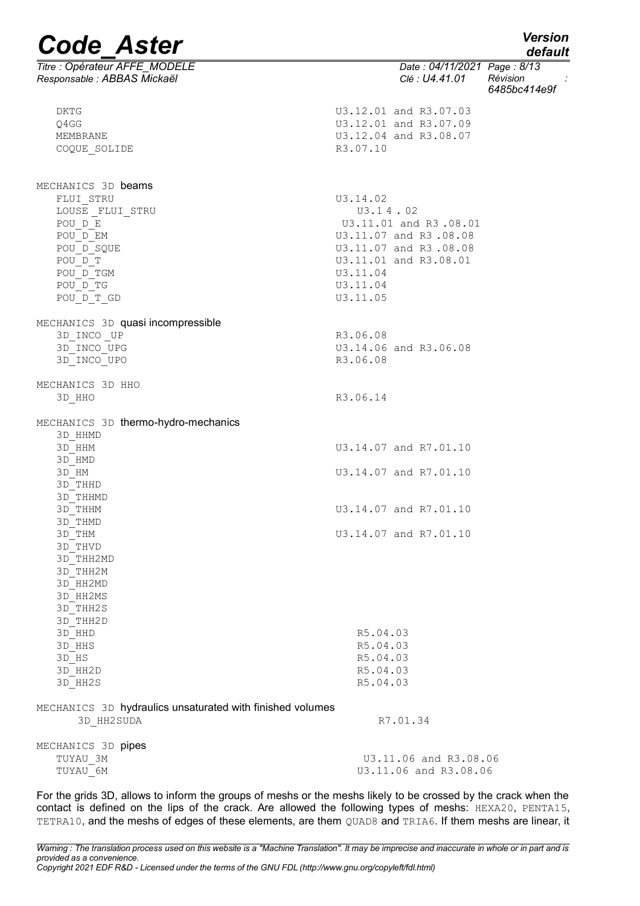| | |
|---|---|
| DKTG | U3.12.01 and R3.07.03 |
| Q4GG | U3.12.01 and R3.07.09 |
| MEMBRANE | U3.12.04 and R3.08.07 |
| COQUE_SOLIDE | R3.07.10 |

| | |
|---|---|
| MECHANICS 3D beams | |
| FLUI_STRU | U3.14.02 |
| LOUSE _FLUI_STRU | U3.1 4 . 02 |
| POU_D_E | U3.11.01 and R3 .08.01 |
| POU_D_EM | U3.11.07 and R3 .08.08 |
| POU_D_SQUE | U3.11.07 and R3 .08.08 |
| POU_D_T | U3.11.01 and R3.08.01 |
| POU_D_TGM | U3.11.04 |
| POU_D_TG | U3.11.04 |
| POU_D_T_GD | U3.11.05 |

| | |
|---|---|
| MECHANICS 3D quasi incompressible | |
| 3D_INCO _UP | R3.06.08 |
| 3D_INCO_UPG | U3.14.06 and R3.06.08 |
| 3D_INCO_UPO | R3.06.08 |

| | |
|---|---|
| MECHANICS 3D HHO | |
| 3D_HHO | R3.06.14 |

| | |
|---|---|
| MECHANICS 3D thermo-hydro-mechanics | |
| 3D_HHMD | |
| 3D_HHM | U3.14.07 and R7.01.10 |
| 3D_HMD | |
| 3D_HM | U3.14.07 and R7.01.10 |
| 3D_THHD | |
| 3D_THHMD | |
| 3D_THHM | U3.14.07 and R7.01.10 |
| 3D_THMD | |
| 3D_THM | U3.14.07 and R7.01.10 |
| 3D_THVD | |
| 3D_THH2MD | |
| 3D_THH2M | |
| 3D_HH2MD | |
| 3D_HH2MS | |
| 3D_THH2S | |
| 3D_THH2D | |
| 3D_HHD | R5.04.03 |
| 3D_HHS | R5.04.03 |
| 3D_HS | R5.04.03 |
| 3D_HH2D | R5.04.03 |
| 3D_HH2S | R5.04.03 |

| | |
|---|---|
| MECHANICS 3D hydraulics unsaturated with finished volumes | |
| 3D_HH2SUDA | R7.01.34 |

| | |
|---|---|
| MECHANICS 3D pipes | |
| TUYAU_3M | U3.11.06 and R3.08.06 |
| TUYAU_6M | U3.11.06 and R3.08.06 |

For the grids 3D, allows to inform the groups of meshs or the meshs likely to be crossed by the crack when the contact is defined on the lips of the crack. Are allowed the following types of meshs: HEXA20, PENTA15, TETRA10, and the meshs of edges of these elements, are them QUAD8 and TRIA6. If them meshs are linear, it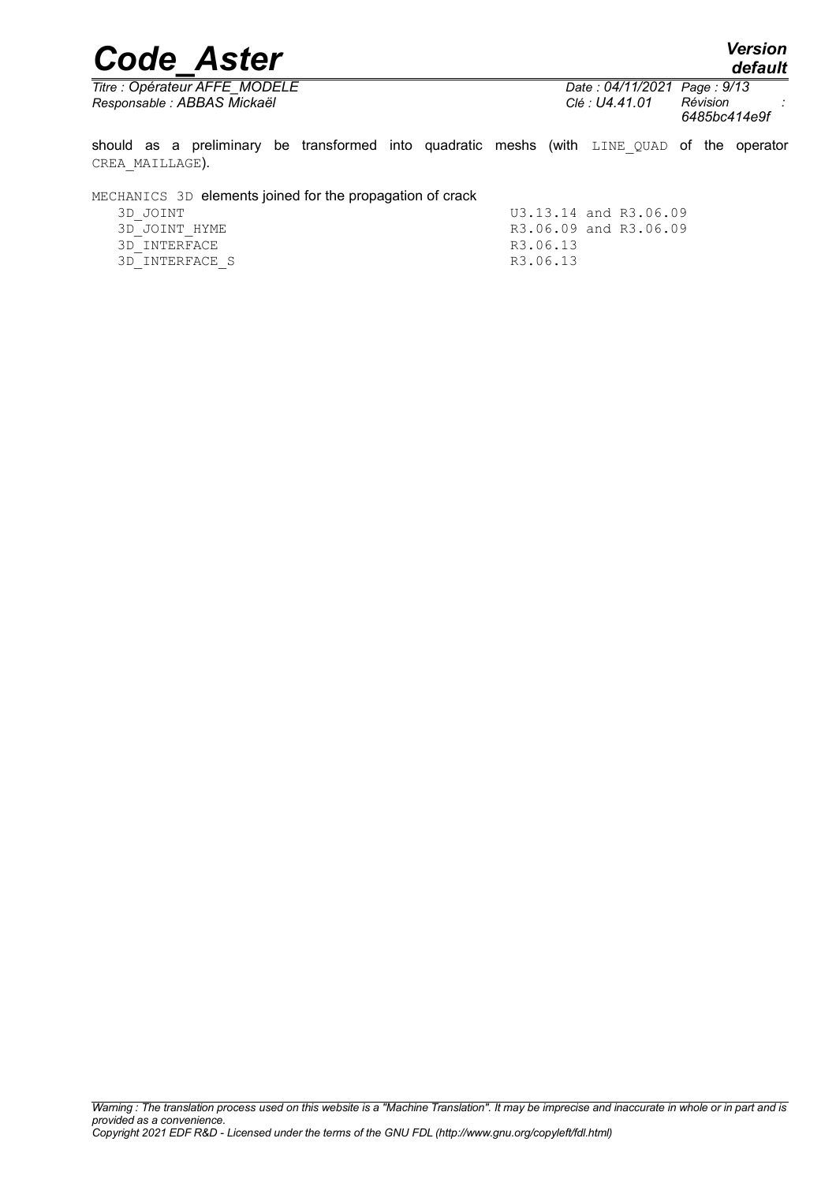should as a preliminary be transformed into quadratic meshs (with LINE_QUAD of the operator CREA_MAILLAGE).

MECHANICS 3D elements joined for the propagation of crack

| | |
|---|---|
| 3D_JOINT | U3.13.14 and R3.06.09 |
| 3D_JOINT_HYME | R3.06.09 and R3.06.09 |
| 3D_INTERFACE | R3.06.13 |
| 3D_INTERFACE_S | R3.06.13 |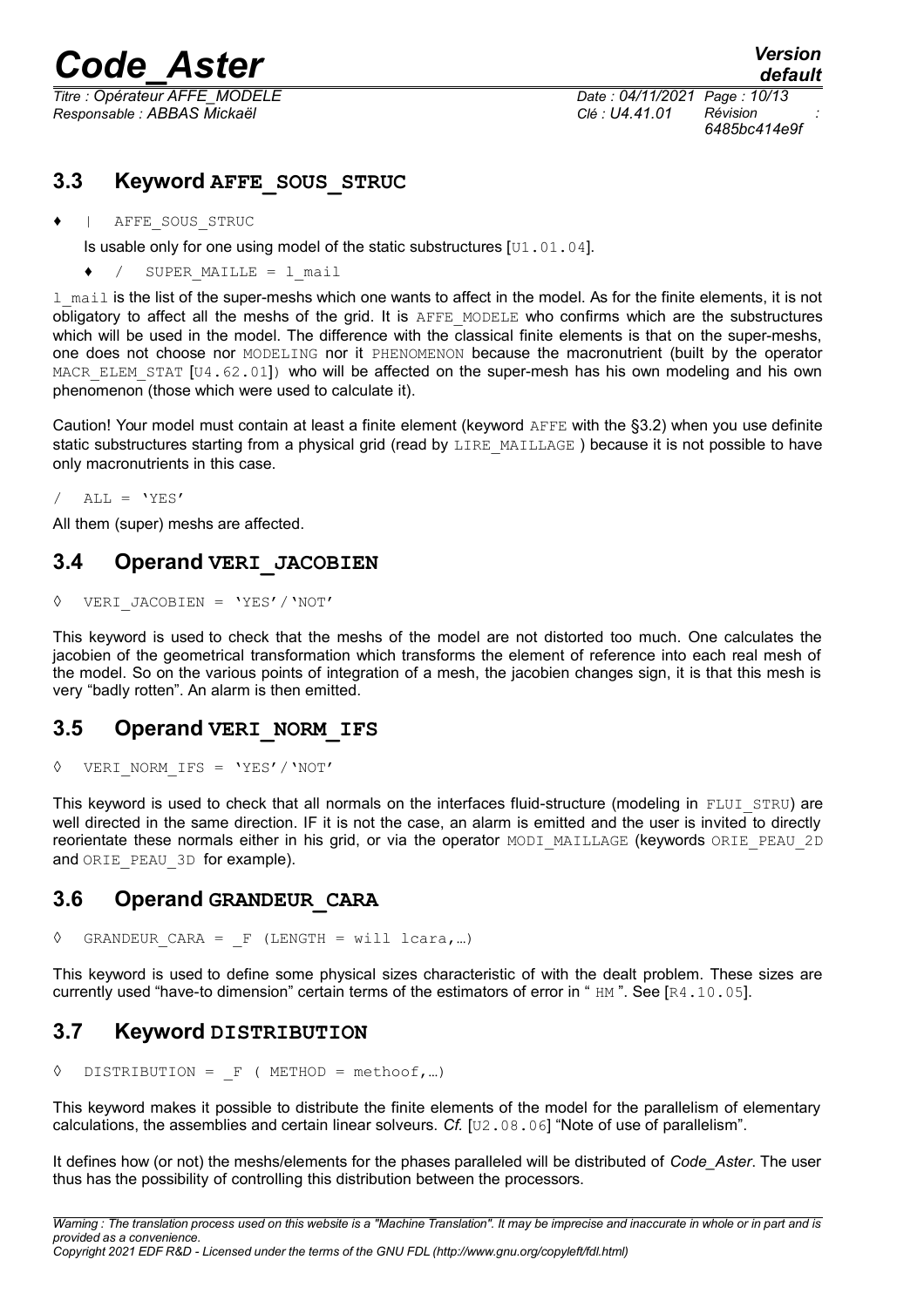## 3.3 Keyword AFFE_SOUS_STRUC

♦ | AFFE_SOUS_STRUC

Is usable only for one using model of the static substructures [U1.01.04].

♦ / SUPER_MAILLE = l_mail

l_mail is the list of the super-meshs which one wants to affect in the model. As for the finite elements, it is not obligatory to affect all the meshs of the grid. It is AFFE_MODELE who confirms which are the substructures which will be used in the model. The difference with the classical finite elements is that on the super-meshs, one does not choose nor MODELING nor it PHENOMENON because the macronutrient (built by the operator MACR_ELEM_STAT [U4.62.01]) who will be affected on the super-mesh has his own modeling and his own phenomenon (those which were used to calculate it).

Caution! Your model must contain at least a finite element (keyword AFFE with the §3.2) when you use definite static substructures starting from a physical grid (read by LIRE_MAILLAGE ) because it is not possible to have only macronutrients in this case.

/ ALL = 'YES'

All them (super) meshs are affected.

## 3.4 Operand VERI_JACOBIEN

◊ VERI_JACOBIEN = 'YES'/'NOT'

This keyword is used to check that the meshs of the model are not distorted too much. One calculates the jacobien of the geometrical transformation which transforms the element of reference into each real mesh of the model. So on the various points of integration of a mesh, the jacobien changes sign, it is that this mesh is very "badly rotten". An alarm is then emitted.

## 3.5 Operand VERI_NORM_IFS

◊ VERI_NORM_IFS = 'YES'/'NOT'

This keyword is used to check that all normals on the interfaces fluid-structure (modeling in FLUI_STRU) are well directed in the same direction. IF it is not the case, an alarm is emitted and the user is invited to directly reorientate these normals either in his grid, or via the operator MODI_MAILLAGE (keywords ORIE_PEAU_2D and ORIE_PEAU_3D for example).

## 3.6 Operand GRANDEUR_CARA

◊ GRANDEUR_CARA = _F (LENGTH = will lcara,…)

This keyword is used to define some physical sizes characteristic of with the dealt problem. These sizes are currently used "have-to dimension" certain terms of the estimators of error in " HM ". See [R4.10.05].

## 3.7 Keyword DISTRIBUTION

◊ DISTRIBUTION = _F ( METHOD = methoof,…)

This keyword makes it possible to distribute the finite elements of the model for the parallelism of elementary calculations, the assemblies and certain linear solveurs. *Cf.* [U2.08.06] "Note of use of parallelism".

It defines how (or not) the meshs/elements for the phases paralleled will be distributed of *Code_Aster*. The user thus has the possibility of controlling this distribution between the processors.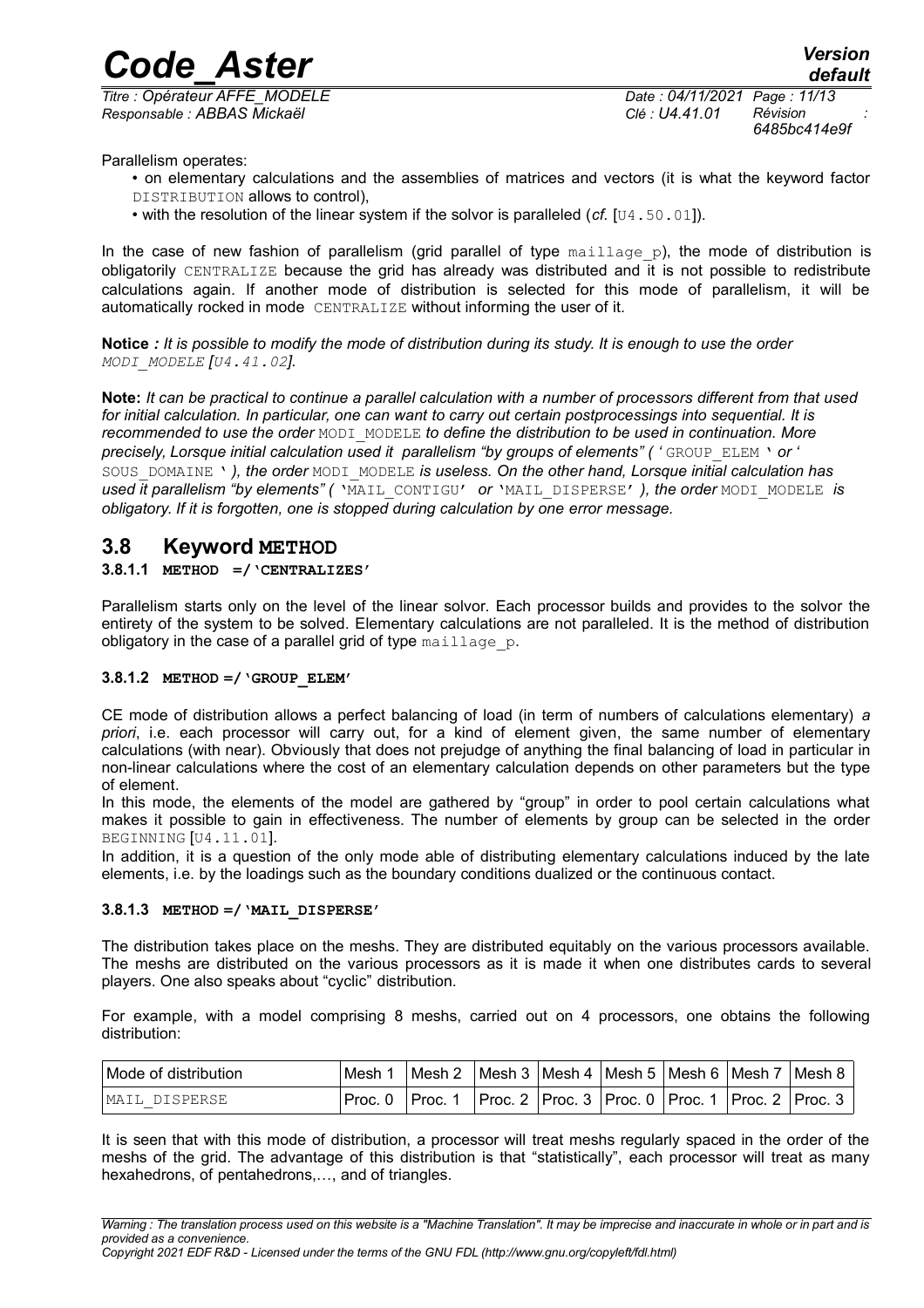Parallelism operates:

- on elementary calculations and the assemblies of matrices and vectors (it is what the keyword factor DISTRIBUTION allows to control),
- with the resolution of the linear system if the solvor is paralleled (*cf.* [U4.50.01]).

In the case of new fashion of parallelism (grid parallel of type maillage_p), the mode of distribution is obligatorily CENTRALIZE because the grid has already was distributed and it is not possible to redistribute calculations again. If another mode of distribution is selected for this mode of parallelism, it will be automatically rocked in mode CENTRALIZE without informing the user of it.

**Notice** *: It is possible to modify the mode of distribution during its study. It is enough to use the order MODI_MODELE [U4.41.02].*

**Note:** *It can be practical to continue a parallel calculation with a number of processors different from that used for initial calculation. In particular, one can want to carry out certain postprocessings into sequential. It is recommended to use the order* MODI_MODELE *to define the distribution to be used in continuation. More precisely, Lorsque initial calculation used it parallelism "by groups of elements" ( '* GROUP_ELEM *' or '* SOUS_DOMAINE *' ), the order* MODI_MODELE *is useless. On the other hand, Lorsque initial calculation has used it parallelism "by elements" (* 'MAIL_CONTIGU' *or* 'MAIL_DISPERSE' *), the order* MODI_MODELE *is obligatory. If it is forgotten, one is stopped during calculation by one error message.*

## 3.8 Keyword METHOD

#### 3.8.1.1 METHOD =/'CENTRALIZES'

Parallelism starts only on the level of the linear solvor. Each processor builds and provides to the solvor the entirety of the system to be solved. Elementary calculations are not paralleled. It is the method of distribution obligatory in the case of a parallel grid of type maillage_p.

#### 3.8.1.2 METHOD =/'GROUP_ELEM'

CE mode of distribution allows a perfect balancing of load (in term of numbers of calculations elementary) *a priori*, i.e. each processor will carry out, for a kind of element given, the same number of elementary calculations (with near). Obviously that does not prejudge of anything the final balancing of load in particular in non-linear calculations where the cost of an elementary calculation depends on other parameters but the type of element.

In this mode, the elements of the model are gathered by "group" in order to pool certain calculations what makes it possible to gain in effectiveness. The number of elements by group can be selected in the order BEGINNING [U4.11.01].

In addition, it is a question of the only mode able of distributing elementary calculations induced by the late elements, i.e. by the loadings such as the boundary conditions dualized or the continuous contact.

#### 3.8.1.3 METHOD =/'MAIL_DISPERSE'

The distribution takes place on the meshs. They are distributed equitably on the various processors available. The meshs are distributed on the various processors as it is made it when one distributes cards to several players. One also speaks about "cyclic" distribution.

For example, with a model comprising 8 meshs, carried out on 4 processors, one obtains the following distribution:

| Mode of distribution | Mesh 1 | Mesh 2 | Mesh 3 | Mesh 4 | Mesh 5 | Mesh 6 | Mesh 7 | Mesh 8 |
|---|---|---|---|---|---|---|---|---|
| MAIL_DISPERSE | Proc. 0 | Proc. 1 | Proc. 2 | Proc. 3 | Proc. 0 | Proc. 1 | Proc. 2 | Proc. 3 |

It is seen that with this mode of distribution, a processor will treat meshs regularly spaced in the order of the meshs of the grid. The advantage of this distribution is that "statistically", each processor will treat as many hexahedrons, of pentahedrons,…, and of triangles.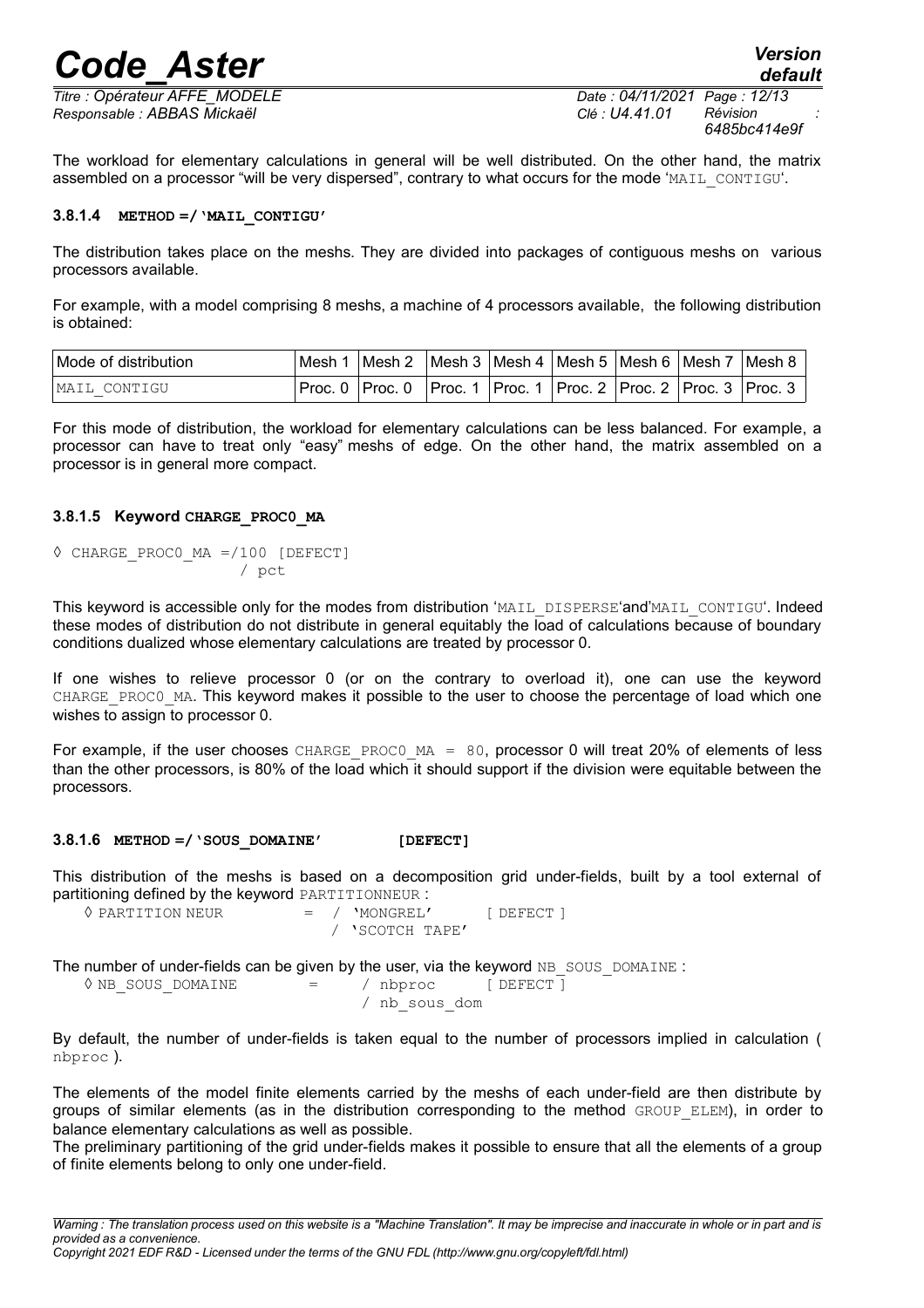The workload for elementary calculations in general will be well distributed. On the other hand, the matrix assembled on a processor "will be very dispersed", contrary to what occurs for the mode 'MAIL_CONTIGU'.

#### 3.8.1.4 METHOD =/'MAIL_CONTIGU'

The distribution takes place on the meshs. They are divided into packages of contiguous meshs on various processors available.

For example, with a model comprising 8 meshs, a machine of 4 processors available, the following distribution is obtained:

| Mode of distribution | Mesh 1 | Mesh 2 | Mesh 3 | Mesh 4 | Mesh 5 | Mesh 6 | Mesh 7 | Mesh 8 |
|---|---|---|---|---|---|---|---|---|
| MAIL_CONTIGU | Proc. 0 | Proc. 0 | Proc. 1 | Proc. 1 | Proc. 2 | Proc. 2 | Proc. 3 | Proc. 3 |

For this mode of distribution, the workload for elementary calculations can be less balanced. For example, a processor can have to treat only "easy" meshs of edge. On the other hand, the matrix assembled on a processor is in general more compact.

#### 3.8.1.5 Keyword CHARGE_PROC0_MA

```
◊ CHARGE_PROC0_MA =/100 [DEFECT]
                   / pct
```

This keyword is accessible only for the modes from distribution 'MAIL_DISPERSE'and'MAIL_CONTIGU'. Indeed these modes of distribution do not distribute in general equitably the load of calculations because of boundary conditions dualized whose elementary calculations are treated by processor 0.

If one wishes to relieve processor 0 (or on the contrary to overload it), one can use the keyword CHARGE_PROC0_MA. This keyword makes it possible to the user to choose the percentage of load which one wishes to assign to processor 0.

For example, if the user chooses CHARGE_PROC0_MA = 80, processor 0 will treat 20% of elements of less than the other processors, is 80% of the load which it should support if the division were equitable between the processors.

#### 3.8.1.6 METHOD =/'SOUS_DOMAINE' [DEFECT]

This distribution of the meshs is based on a decomposition grid under-fields, built by a tool external of partitioning defined by the keyword PARTITIONNEUR :

```
◊ PARTITION NEUR        = / 'MONGREL'      [ DEFECT ]
                          / 'SCOTCH TAPE'
```

The number of under-fields can be given by the user, via the keyword NB_SOUS_DOMAINE :

```
◊ NB_SOUS_DOMAINE       =    / nbproc      [ DEFECT ]
                             / nb_sous_dom
```

By default, the number of under-fields is taken equal to the number of processors implied in calculation ( nbproc ).

The elements of the model finite elements carried by the meshs of each under-field are then distribute by groups of similar elements (as in the distribution corresponding to the method GROUP_ELEM), in order to balance elementary calculations as well as possible.

The preliminary partitioning of the grid under-fields makes it possible to ensure that all the elements of a group of finite elements belong to only one under-field.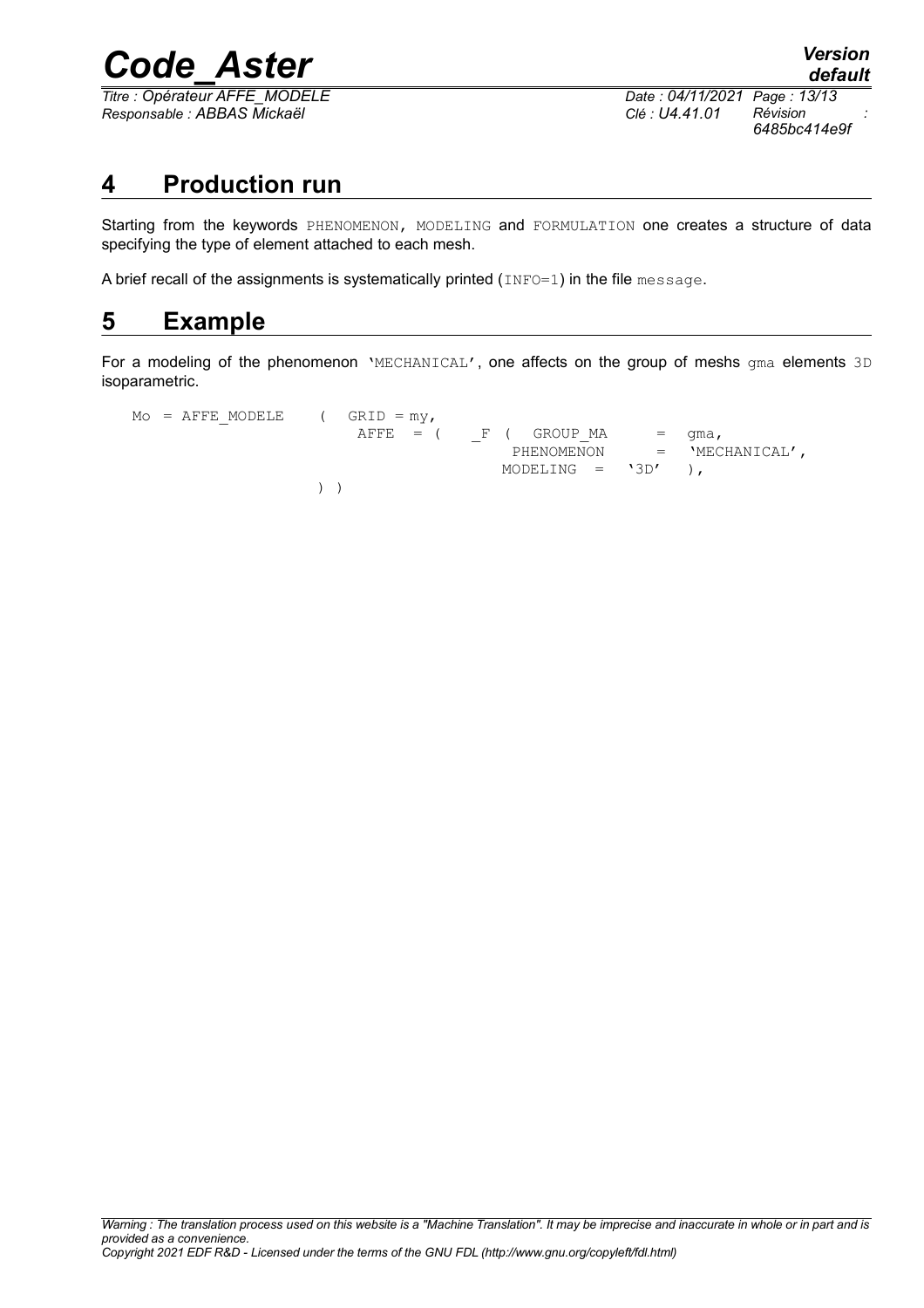## 4 Production run

Starting from the keywords PHENOMENON, MODELING and FORMULATION one creates a structure of data specifying the type of element attached to each mesh.

A brief recall of the assignments is systematically printed (INFO=1) in the file message.

## 5 Example

For a modeling of the phenomenon 'MECHANICAL', one affects on the group of meshs gma elements 3D isoparametric.

```
Mo = AFFE_MODELE    (  GRID = my,
                       AFFE  = (   _F  (  GROUP_MA      =  gma,
                                          PHENOMENON    =  'MECHANICAL',
                                          MODELING  =  '3D'  ),
                    ) )
```

*Warning : The translation process used on this website is a "Machine Translation". It may be imprecise and inaccurate in whole or in part and is provided as a convenience.*
*Copyright 2021 EDF R&D - Licensed under the terms of the GNU FDL (http://www.gnu.org/copyleft/fdl.html)*